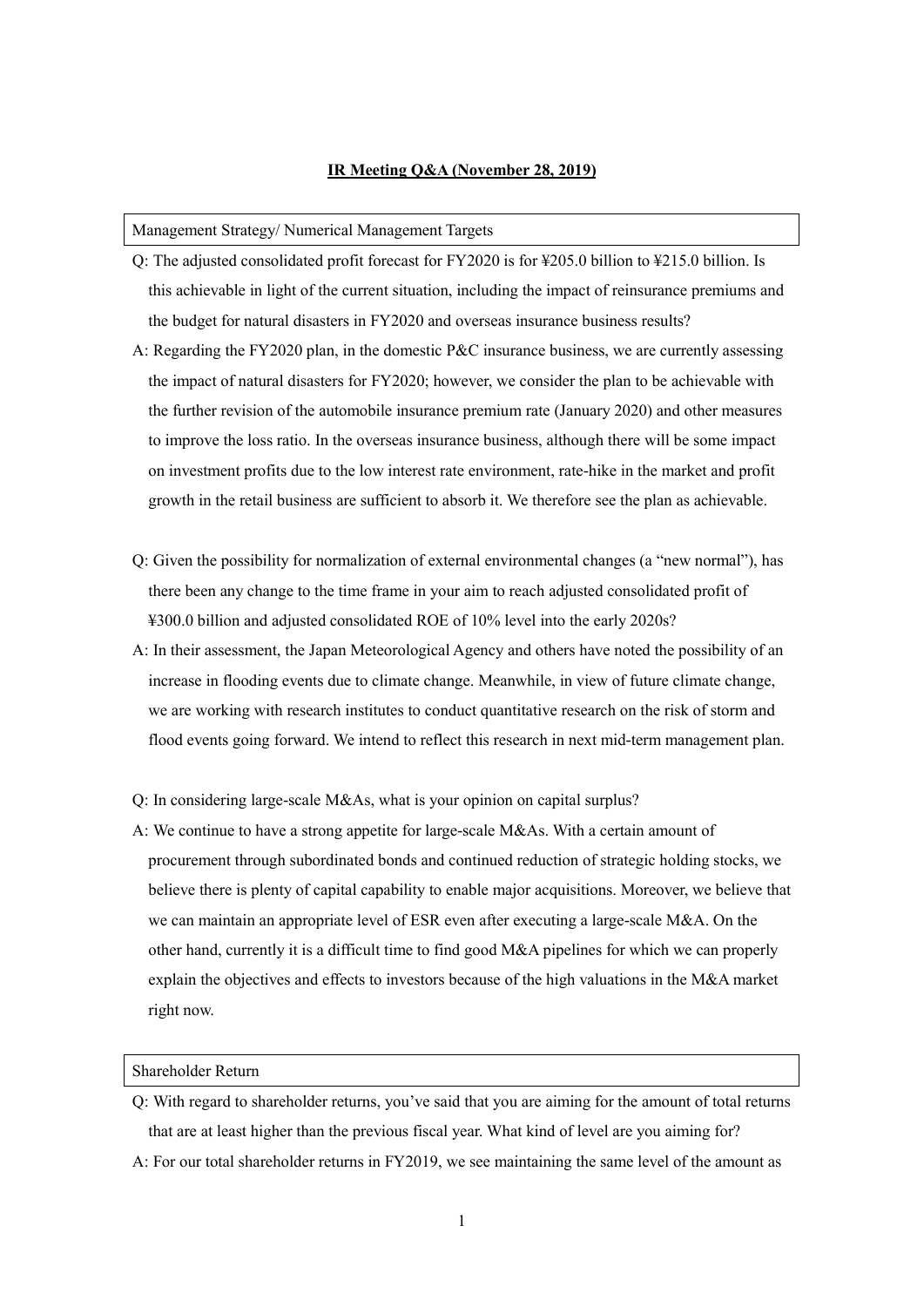# IR Meeting Q&A (November 28, 2019)

## Management Strategy/ Numerical Management Targets

Q: The adjusted consolidated profit forecast for FY2020 is for ¥205.0 billion to ¥215.0 billion. Is this achievable in light of the current situation, including the impact of reinsurance premiums and the budget for natural disasters in FY2020 and overseas insurance business results?

A: Regarding the FY2020 plan, in the domestic P&C insurance business, we are currently assessing the impact of natural disasters for FY2020; however, we consider the plan to be achievable with the further revision of the automobile insurance premium rate (January 2020) and other measures to improve the loss ratio. In the overseas insurance business, although there will be some impact on investment profits due to the low interest rate environment, rate-hike in the market and profit growth in the retail business are sufficient to absorb it. We therefore see the plan as achievable.

Q: Given the possibility for normalization of external environmental changes (a "new normal"), has there been any change to the time frame in your aim to reach adjusted consolidated profit of ¥300.0 billion and adjusted consolidated ROE of 10% level into the early 2020s?

A: In their assessment, the Japan Meteorological Agency and others have noted the possibility of an increase in flooding events due to climate change. Meanwhile, in view of future climate change, we are working with research institutes to conduct quantitative research on the risk of storm and flood events going forward. We intend to reflect this research in next mid-term management plan.

Q: In considering large-scale M&As, what is your opinion on capital surplus?

A: We continue to have a strong appetite for large-scale M&As. With a certain amount of procurement through subordinated bonds and continued reduction of strategic holding stocks, we believe there is plenty of capital capability to enable major acquisitions. Moreover, we believe that we can maintain an appropriate level of ESR even after executing a large-scale M&A. On the other hand, currently it is a difficult time to find good M&A pipelines for which we can properly explain the objectives and effects to investors because of the high valuations in the M&A market right now.

## Shareholder Return

Q: With regard to shareholder returns, you've said that you are aiming for the amount of total returns that are at least higher than the previous fiscal year. What kind of level are you aiming for?

A: For our total shareholder returns in FY2019, we see maintaining the same level of the amount as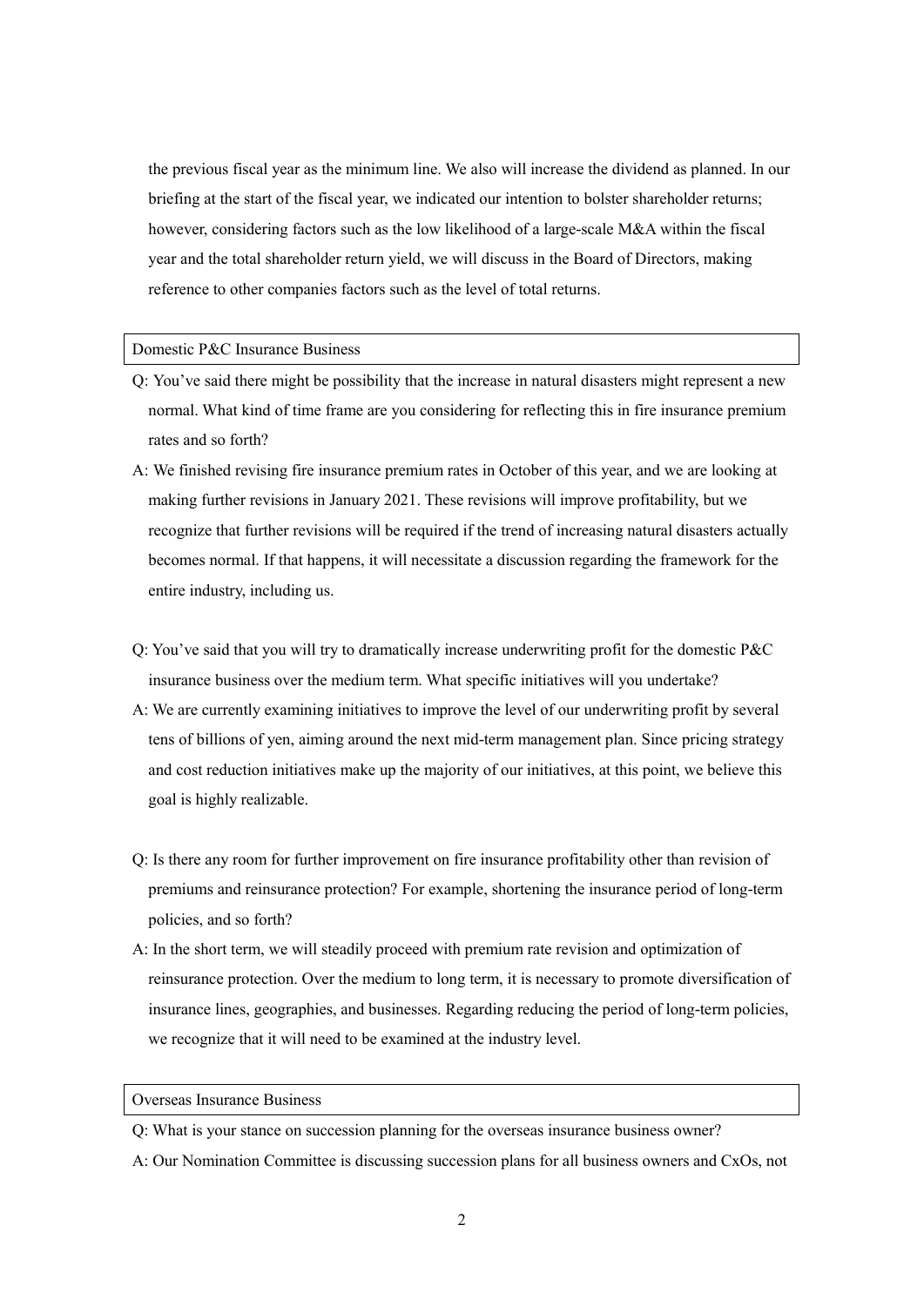the previous fiscal year as the minimum line. We also will increase the dividend as planned. In our briefing at the start of the fiscal year, we indicated our intention to bolster shareholder returns; however, considering factors such as the low likelihood of a large-scale M&A within the fiscal year and the total shareholder return yield, we will discuss in the Board of Directors, making reference to other companies factors such as the level of total returns.

## Domestic P&C Insurance Business

Q: You've said there might be possibility that the increase in natural disasters might represent a new normal. What kind of time frame are you considering for reflecting this in fire insurance premium rates and so forth?

A: We finished revising fire insurance premium rates in October of this year, and we are looking at making further revisions in January 2021. These revisions will improve profitability, but we recognize that further revisions will be required if the trend of increasing natural disasters actually becomes normal. If that happens, it will necessitate a discussion regarding the framework for the entire industry, including us.

Q: You've said that you will try to dramatically increase underwriting profit for the domestic P&C insurance business over the medium term. What specific initiatives will you undertake?

A: We are currently examining initiatives to improve the level of our underwriting profit by several tens of billions of yen, aiming around the next mid-term management plan. Since pricing strategy and cost reduction initiatives make up the majority of our initiatives, at this point, we believe this goal is highly realizable.

Q: Is there any room for further improvement on fire insurance profitability other than revision of premiums and reinsurance protection? For example, shortening the insurance period of long-term policies, and so forth?

A: In the short term, we will steadily proceed with premium rate revision and optimization of reinsurance protection. Over the medium to long term, it is necessary to promote diversification of insurance lines, geographies, and businesses. Regarding reducing the period of long-term policies, we recognize that it will need to be examined at the industry level.

## Overseas Insurance Business

Q: What is your stance on succession planning for the overseas insurance business owner?

A: Our Nomination Committee is discussing succession plans for all business owners and CxOs, not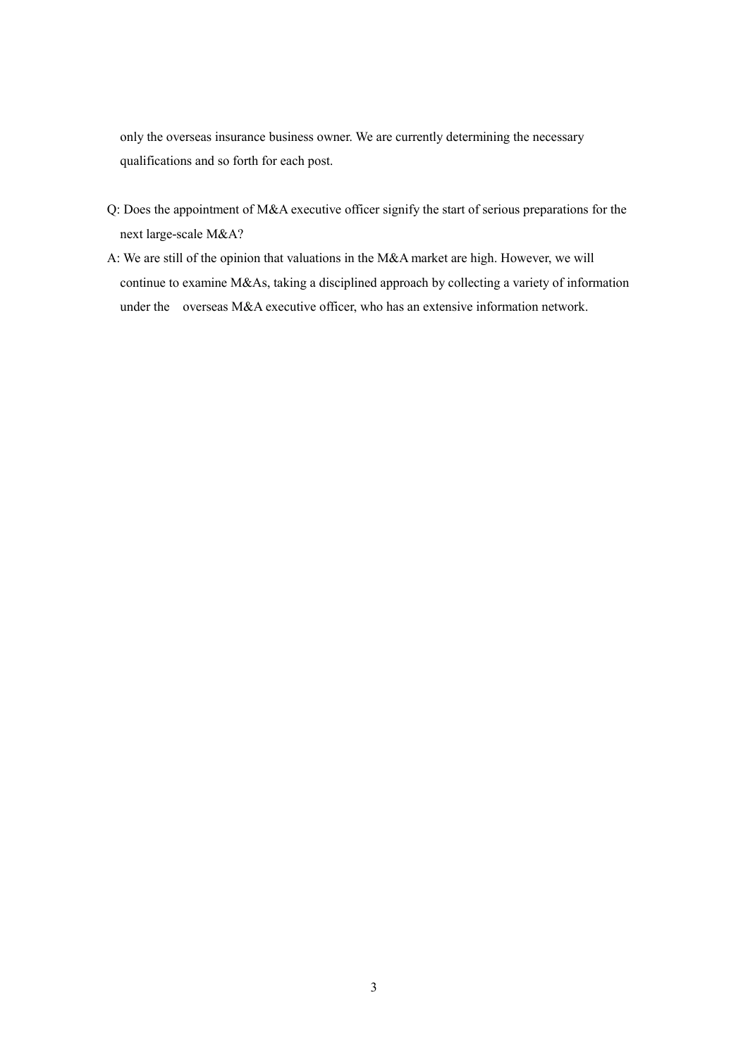only the overseas insurance business owner. We are currently determining the necessary qualifications and so forth for each post.

Q: Does the appointment of M&A executive officer signify the start of serious preparations for the next large-scale M&A?

A: We are still of the opinion that valuations in the M&A market are high. However, we will continue to examine M&As, taking a disciplined approach by collecting a variety of information under the overseas M&A executive officer, who has an extensive information network.